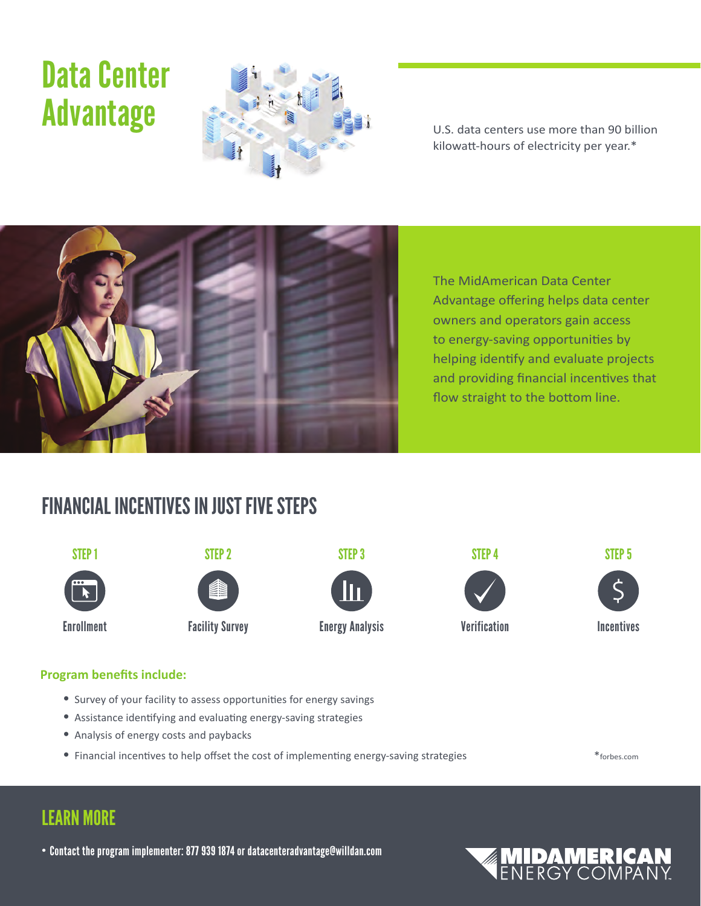# Data Center Advantage

U.S. data centers use more than 90 billion kilowatt-hours of electricity per year.*

The MidAmerican Data Center Advantage offering helps data center owners and operators gain access to energy-saving opportunities by helping identify and evaluate projects and providing financial incentives that flow straight to the bottom line.

## FINANCIAL INCENTIVES IN JUST FIVE STEPS

**STEP 1** Enrollment

**STEP 2** Facility Survey

**STEP 3** Energy Analysis

**STEP 4** Verification

**STEP 5** Incentives

**Program benefits include:**

- Survey of your facility to assess opportunities for energy savings
- Assistance identifying and evaluating energy-saving strategies
- Analysis of energy costs and paybacks
- Financial incentives to help offset the cost of implementing energy-saving strategies

*forbes.com

## LEARN MORE

- Contact the program implementer: 877 939 1874 or datacenteradvantage@willdan.com

MIDAMERICAN ENERGY COMPANY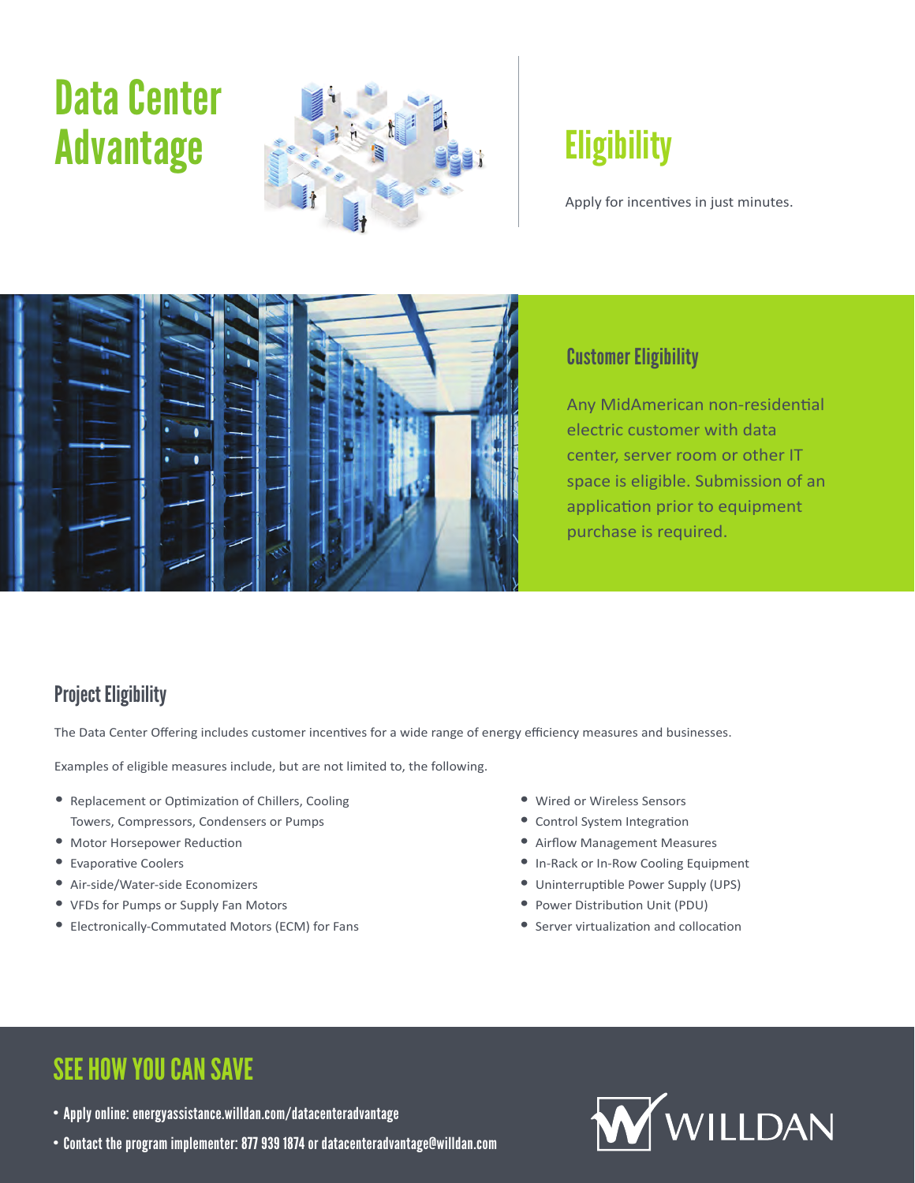# Data Center Advantage

## Eligibility

Apply for incentives in just minutes.

### Customer Eligibility

Any MidAmerican non-residential electric customer with data center, server room or other IT space is eligible. Submission of an application prior to equipment purchase is required.

### Project Eligibility

The Data Center Offering includes customer incentives for a wide range of energy efficiency measures and businesses.

Examples of eligible measures include, but are not limited to, the following.

- Replacement or Optimization of Chillers, Cooling Towers, Compressors, Condensers or Pumps
- Motor Horsepower Reduction
- Evaporative Coolers
- Air-side/Water-side Economizers
- VFDs for Pumps or Supply Fan Motors
- Electronically-Commutated Motors (ECM) for Fans
- Wired or Wireless Sensors
- Control System Integration
- Airflow Management Measures
- In-Rack or In-Row Cooling Equipment
- Uninterruptible Power Supply (UPS)
- Power Distribution Unit (PDU)
- Server virtualization and collocation

## SEE HOW YOU CAN SAVE

- Apply online: energyassistance.willdan.com/datacenteradvantage
- Contact the program implementer: 877 939 1874 or datacenteradvantage@willdan.com

WILLDAN